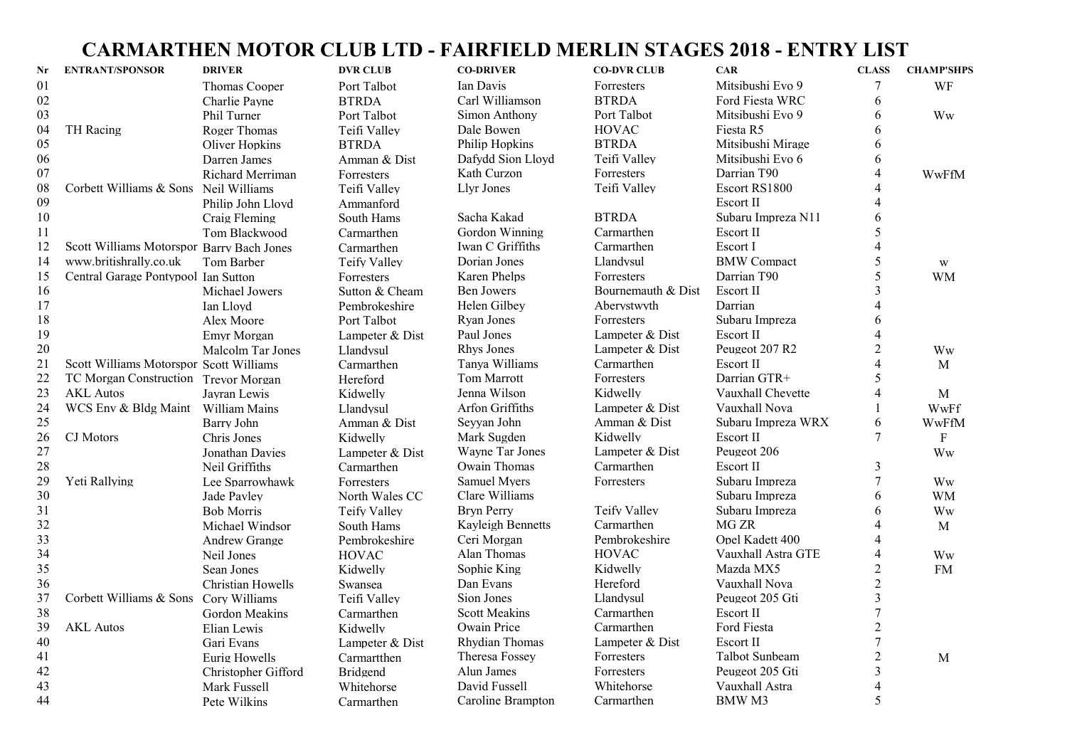# CARMARTHEN MOTOR CLUB LTD - FAIRFIELD MERLIN STAGES 2018 - ENTRY LIST

| Nr | ENTRANT/SPONSOR | DRIVER | DVR CLUB | CO-DRIVER | CO-DVR CLUB | CAR | CLASS | CHAMP'SHPS |
|---|---|---|---|---|---|---|---|---|
| 01 | | Thomas Cooper | Port Talbot | Ian Davis | Forresters | Mitsibushi Evo 9 | 7 | WF |
| 02 | | Charlie Payne | BTRDA | Carl Williamson | BTRDA | Ford Fiesta WRC | 6 | |
| 03 | | Phil Turner | Port Talbot | Simon Anthony | Port Talbot | Mitsibushi Evo 9 | 6 | Ww |
| 04 | TH Racing | Roger Thomas | Teifi Valley | Dale Bowen | HOVAC | Fiesta R5 | 6 | |
| 05 | | Oliver Hopkins | BTRDA | Philip Hopkins | BTRDA | Mitsibushi Mirage | 6 | |
| 06 | | Darren James | Amman & Dist | Dafydd Sion Lloyd | Teifi Valley | Mitsibushi Evo 6 | 6 | |
| 07 | | Richard Merriman | Forresters | Kath Curzon | Forresters | Darrian T90 | 4 | WwFfM |
| 08 | Corbett Williams & Sons | Neil Williams | Teifi Valley | Llyr Jones | Teifi Valley | Escort RS1800 | 4 | |
| 09 | | Philip John Lloyd | Ammanford | | | Escort II | 4 | |
| 10 | | Craig Fleming | South Hams | Sacha Kakad | BTRDA | Subaru Impreza N11 | 6 | |
| 11 | | Tom Blackwood | Carmarthen | Gordon Winning | Carmarthen | Escort II | 5 | |
| 12 | Scott Williams Motorspor | Barry Bach Jones | Carmarthen | Iwan C Griffiths | Carmarthen | Escort I | 4 | |
| 14 | www.britishrally.co.uk | Tom Barber | Teify Valley | Dorian Jones | Llandysul | BMW Compact | 5 | w |
| 15 | Central Garage Pontypool | Ian Sutton | Forresters | Karen Phelps | Forresters | Darrian T90 | 5 | WM |
| 16 | | Michael Jowers | Sutton & Cheam | Ben Jowers | Bournemauth & Dist | Escort II | 3 | |
| 17 | | Ian Lloyd | Pembrokeshire | Helen Gilbey | Aberystwyth | Darrian | 4 | |
| 18 | | Alex Moore | Port Talbot | Ryan Jones | Forresters | Subaru Impreza | 6 | |
| 19 | | Emyr Morgan | Lampeter & Dist | Paul Jones | Lampeter & Dist | Escort II | 4 | |
| 20 | | Malcolm Tar Jones | Llandysul | Rhys Jones | Lampeter & Dist | Peugeot 207 R2 | 2 | Ww |
| 21 | Scott Williams Motorspor | Scott Williams | Carmarthen | Tanya Williams | Carmarthen | Escort II | 4 | M |
| 22 | TC Morgan Construction | Trevor Morgan | Hereford | Tom Marrott | Forresters | Darrian GTR+ | 5 | |
| 23 | AKL Autos | Jayran Lewis | Kidwelly | Jenna Wilson | Kidwelly | Vauxhall Chevette | 4 | M |
| 24 | WCS Env & Bldg Maint | William Mains | Llandysul | Arfon Griffiths | Lampeter & Dist | Vauxhall Nova | 1 | WwFf |
| 25 | | Barry John | Amman & Dist | Seyyan John | Amman & Dist | Subaru Impreza WRX | 6 | WwFfM |
| 26 | CJ Motors | Chris Jones | Kidwelly | Mark Sugden | Kidwelly | Escort II | 7 | F |
| 27 | | Jonathan Davies | Lampeter & Dist | Wayne Tar Jones | Lampeter & Dist | Peugeot 206 | | Ww |
| 28 | | Neil Griffiths | Carmarthen | Owain Thomas | Carmarthen | Escort II | 3 | |
| 29 | Yeti Rallying | Lee Sparrowhawk | Forresters | Samuel Myers | Forresters | Subaru Impreza | 7 | Ww |
| 30 | | Jade Pavley | North Wales CC | Clare Williams | | Subaru Impreza | 6 | WM |
| 31 | | Bob Morris | Teify Valley | Bryn Perry | Teify Valley | Subaru Impreza | 6 | Ww |
| 32 | | Michael Windsor | South Hams | Kayleigh Bennetts | Carmarthen | MG ZR | 4 | M |
| 33 | | Andrew Grange | Pembrokeshire | Ceri Morgan | Pembrokeshire | Opel Kadett 400 | 4 | |
| 34 | | Neil Jones | HOVAC | Alan Thomas | HOVAC | Vauxhall Astra GTE | 4 | Ww |
| 35 | | Sean Jones | Kidwelly | Sophie King | Kidwelly | Mazda MX5 | 2 | FM |
| 36 | | Christian Howells | Swansea | Dan Evans | Hereford | Vauxhall Nova | 2 | |
| 37 | Corbett Williams & Sons | Cory Williams | Teifi Valley | Sion Jones | Llandysul | Peugeot 205 Gti | 3 | |
| 38 | | Gordon Meakins | Carmarthen | Scott Meakins | Carmarthen | Escort II | 7 | |
| 39 | AKL Autos | Elian Lewis | Kidwelly | Owain Price | Carmarthen | Ford Fiesta | 2 | |
| 40 | | Gari Evans | Lampeter & Dist | Rhydian Thomas | Lampeter & Dist | Escort II | 7 | |
| 41 | | Eurig Howells | Carmartthen | Theresa Fossey | Forresters | Talbot Sunbeam | 2 | M |
| 42 | | Christopher Gifford | Bridgend | Alun James | Forresters | Peugeot 205 Gti | 3 | |
| 43 | | Mark Fussell | Whitehorse | David Fussell | Whitehorse | Vauxhall Astra | 4 | |
| 44 | | Pete Wilkins | Carmarthen | Caroline Brampton | Carmarthen | BMW M3 | 5 | |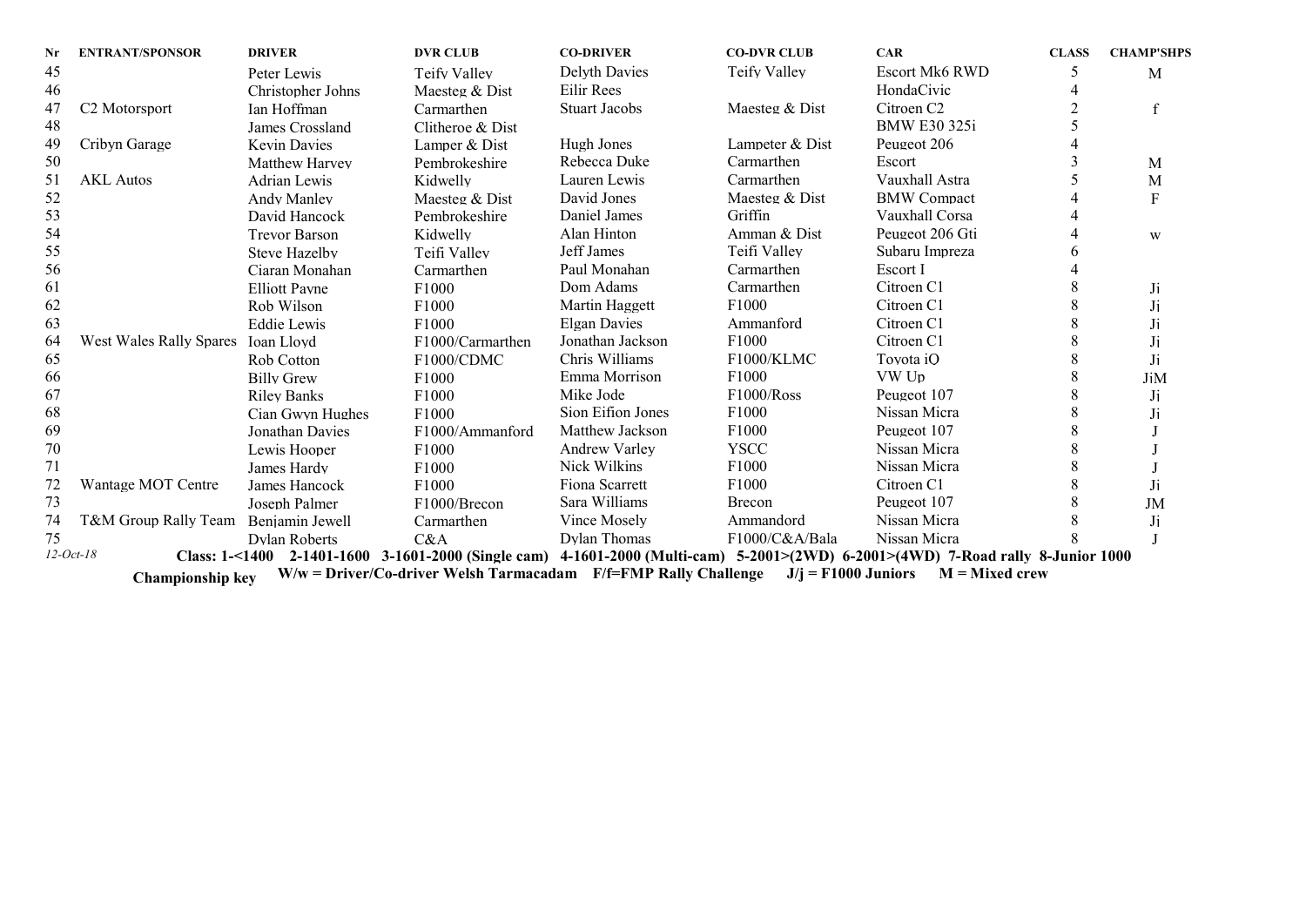| Nr | ENTRANT/SPONSOR | DRIVER | DVR CLUB | CO-DRIVER | CO-DVR CLUB | CAR | CLASS | CHAMP'SHPS |
|---|---|---|---|---|---|---|---|---|
| 45 | | Peter Lewis | Teify Valley | Delyth Davies | Teify Valley | Escort Mk6 RWD | 5 | M |
| 46 | | Christopher Johns | Maesteg & Dist | Eilir Rees | | HondaCivic | 4 | |
| 47 | C2 Motorsport | Ian Hoffman | Carmarthen | Stuart Jacobs | Maesteg & Dist | Citroen C2 | 2 | f |
| 48 | | James Crossland | Clitheroe & Dist | | | BMW E30 325i | 5 | |
| 49 | Cribyn Garage | Kevin Davies | Lamper & Dist | Hugh Jones | Lampeter & Dist | Peugeot 206 | 4 | |
| 50 | | Matthew Harvey | Pembrokeshire | Rebecca Duke | Carmarthen | Escort | 3 | M |
| 51 | AKL Autos | Adrian Lewis | Kidwelly | Lauren Lewis | Carmarthen | Vauxhall Astra | 5 | M |
| 52 | | Andy Manley | Maesteg & Dist | David Jones | Maesteg & Dist | BMW Compact | 4 | F |
| 53 | | David Hancock | Pembrokeshire | Daniel James | Griffin | Vauxhall Corsa | 4 | |
| 54 | | Trevor Barson | Kidwelly | Alan Hinton | Amman & Dist | Peugeot 206 Gti | 4 | w |
| 55 | | Steve Hazelby | Teifi Valley | Jeff James | Teifi Valley | Subaru Impreza | 6 | |
| 56 | | Ciaran Monahan | Carmarthen | Paul Monahan | Carmarthen | Escort I | 4 | |
| 61 | | Elliott Payne | F1000 | Dom Adams | Carmarthen | Citroen C1 | 8 | Ji |
| 62 | | Rob Wilson | F1000 | Martin Haggett | F1000 | Citroen C1 | 8 | Ji |
| 63 | | Eddie Lewis | F1000 | Elgan Davies | Ammanford | Citroen C1 | 8 | Ji |
| 64 | West Wales Rally Spares | Ioan Lloyd | F1000/Carmarthen | Jonathan Jackson | F1000 | Citroen C1 | 8 | Ji |
| 65 | | Rob Cotton | F1000/CDMC | Chris Williams | F1000/KLMC | Toyota iO | 8 | Ji |
| 66 | | Billy Grew | F1000 | Emma Morrison | F1000 | VW Up | 8 | JiM |
| 67 | | Riley Banks | F1000 | Mike Jode | F1000/Ross | Peugeot 107 | 8 | Ji |
| 68 | | Cian Gwyn Hughes | F1000 | Sion Eifion Jones | F1000 | Nissan Micra | 8 | Ji |
| 69 | | Jonathan Davies | F1000/Ammanford | Matthew Jackson | F1000 | Peugeot 107 | 8 | J |
| 70 | | Lewis Hooper | F1000 | Andrew Varley | YSCC | Nissan Micra | 8 | J |
| 71 | | James Hardy | F1000 | Nick Wilkins | F1000 | Nissan Micra | 8 | J |
| 72 | Wantage MOT Centre | James Hancock | F1000 | Fiona Scarrett | F1000 | Citroen C1 | 8 | Ji |
| 73 | | Joseph Palmer | F1000/Brecon | Sara Williams | Brecon | Peugeot 107 | 8 | JM |
| 74 | T&M Group Rally Team | Benjamin Jewell | Carmarthen | Vince Mosely | Ammandord | Nissan Micra | 8 | Ji |
| 75 | | Dylan Roberts | C&A | Dylan Thomas | F1000/C&A/Bala | Nissan Micra | 8 | J |

*12-Oct-18*

**Class: 1-<1400 2-1401-1600 3-1601-2000 (Single cam) 4-1601-2000 (Multi-cam) 5-2001>(2WD) 6-2001>(4WD) 7-Road rally 8-Junior 1000**

**Championship key** **W/w = Driver/Co-driver Welsh Tarmacadam F/f=FMP Rally Challenge J/j = F1000 Juniors M = Mixed crew**